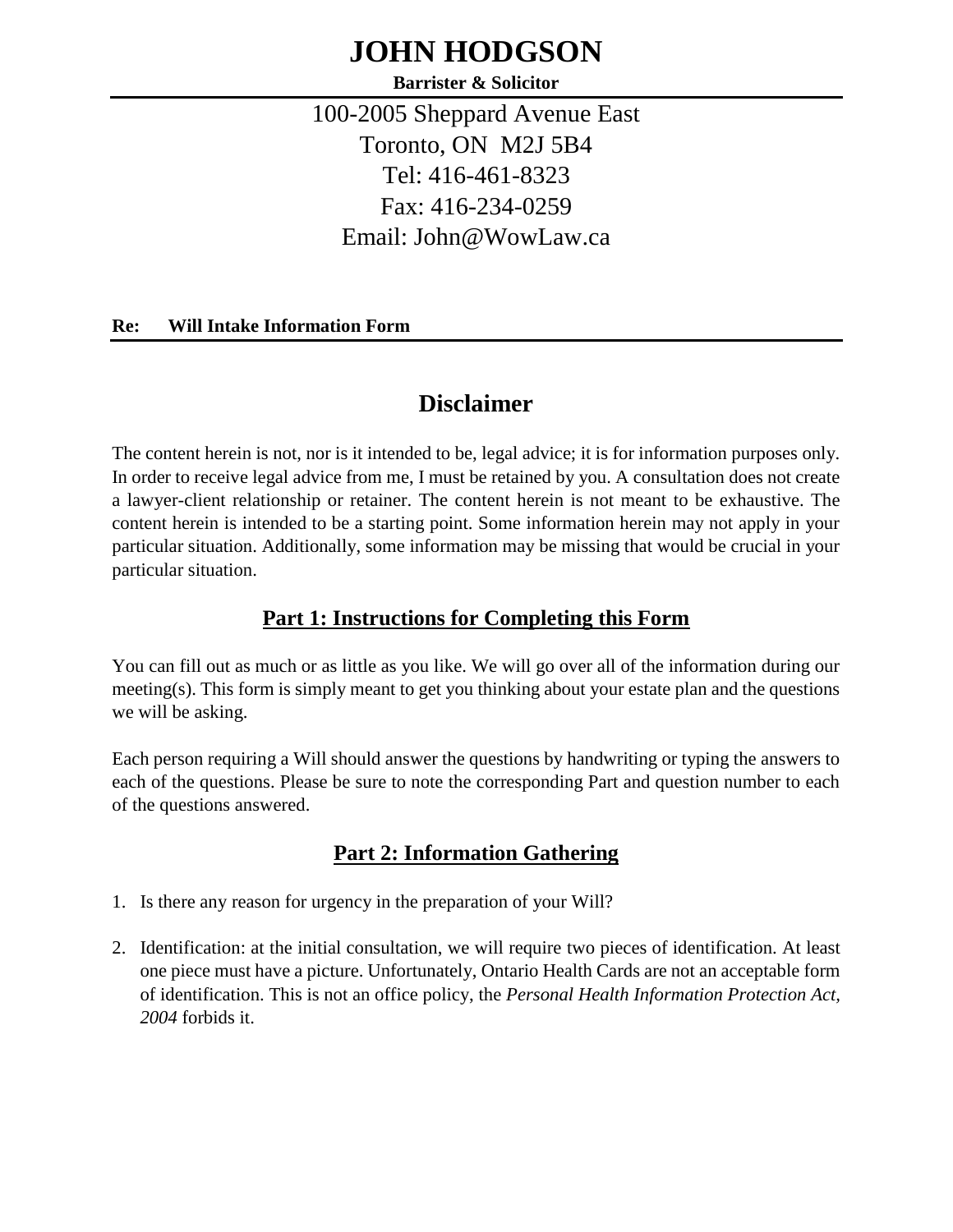# JOHN HODGSON

**Barrister & Solicitor**

100-2005 Sheppard Avenue East
Toronto, ON M2J 5B4
Tel: 416-461-8323
Fax: 416-234-0259
Email: John@WowLaw.ca

**Re: Will Intake Information Form**

## Disclaimer

The content herein is not, nor is it intended to be, legal advice; it is for information purposes only. In order to receive legal advice from me, I must be retained by you. A consultation does not create a lawyer-client relationship or retainer. The content herein is not meant to be exhaustive. The content herein is intended to be a starting point. Some information herein may not apply in your particular situation. Additionally, some information may be missing that would be crucial in your particular situation.

### Part 1: Instructions for Completing this Form

You can fill out as much or as little as you like. We will go over all of the information during our meeting(s). This form is simply meant to get you thinking about your estate plan and the questions we will be asking.

Each person requiring a Will should answer the questions by handwriting or typing the answers to each of the questions. Please be sure to note the corresponding Part and question number to each of the questions answered.

### Part 2: Information Gathering

1. Is there any reason for urgency in the preparation of your Will?

2. Identification: at the initial consultation, we will require two pieces of identification. At least one piece must have a picture. Unfortunately, Ontario Health Cards are not an acceptable form of identification. This is not an office policy, the *Personal Health Information Protection Act, 2004* forbids it.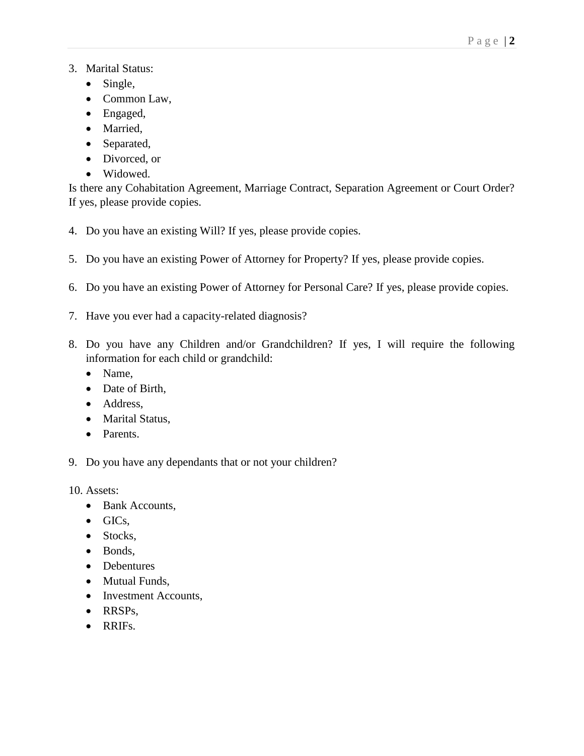3. Marital Status:
    - Single,
    - Common Law,
    - Engaged,
    - Married,
    - Separated,
    - Divorced, or
    - Widowed.

Is there any Cohabitation Agreement, Marriage Contract, Separation Agreement or Court Order? If yes, please provide copies.

4. Do you have an existing Will? If yes, please provide copies.

5. Do you have an existing Power of Attorney for Property? If yes, please provide copies.

6. Do you have an existing Power of Attorney for Personal Care? If yes, please provide copies.

7. Have you ever had a capacity-related diagnosis?

8. Do you have any Children and/or Grandchildren? If yes, I will require the following information for each child or grandchild:
    - Name,
    - Date of Birth,
    - Address,
    - Marital Status,
    - Parents.

9. Do you have any dependants that or not your children?

10. Assets:
    - Bank Accounts,
    - GICs,
    - Stocks,
    - Bonds,
    - Debentures
    - Mutual Funds,
    - Investment Accounts,
    - RRSPs,
    - RRIFs.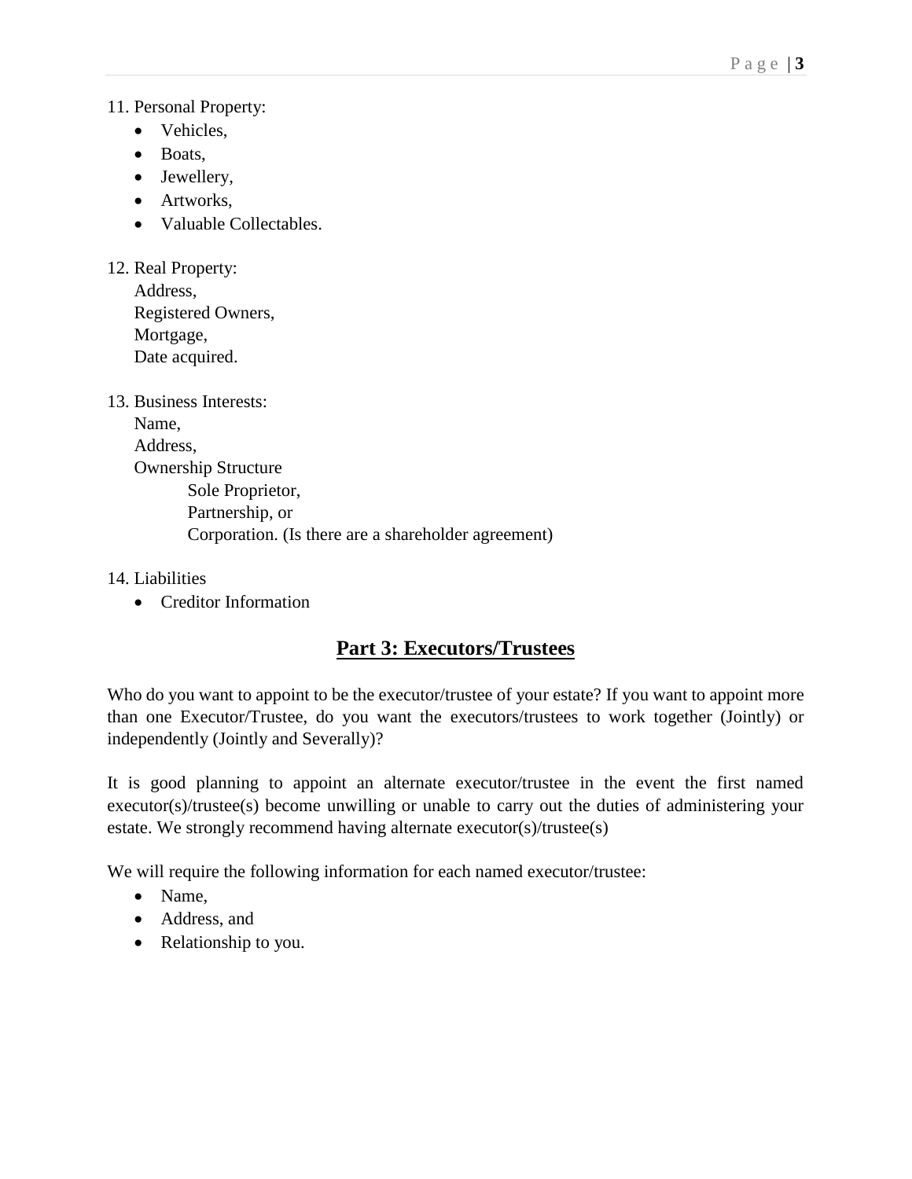11. Personal Property:
    - Vehicles,
    - Boats,
    - Jewellery,
    - Artworks,
    - Valuable Collectables.

12. Real Property:
    Address,
    Registered Owners,
    Mortgage,
    Date acquired.

13. Business Interests:
    Name,
    Address,
    Ownership Structure
        Sole Proprietor,
        Partnership, or
        Corporation. (Is there are a shareholder agreement)

14. Liabilities
    - Creditor Information

## Part 3: Executors/Trustees

Who do you want to appoint to be the executor/trustee of your estate? If you want to appoint more than one Executor/Trustee, do you want the executors/trustees to work together (Jointly) or independently (Jointly and Severally)?

It is good planning to appoint an alternate executor/trustee in the event the first named executor(s)/trustee(s) become unwilling or unable to carry out the duties of administering your estate. We strongly recommend having alternate executor(s)/trustee(s)

We will require the following information for each named executor/trustee:

- Name,
- Address, and
- Relationship to you.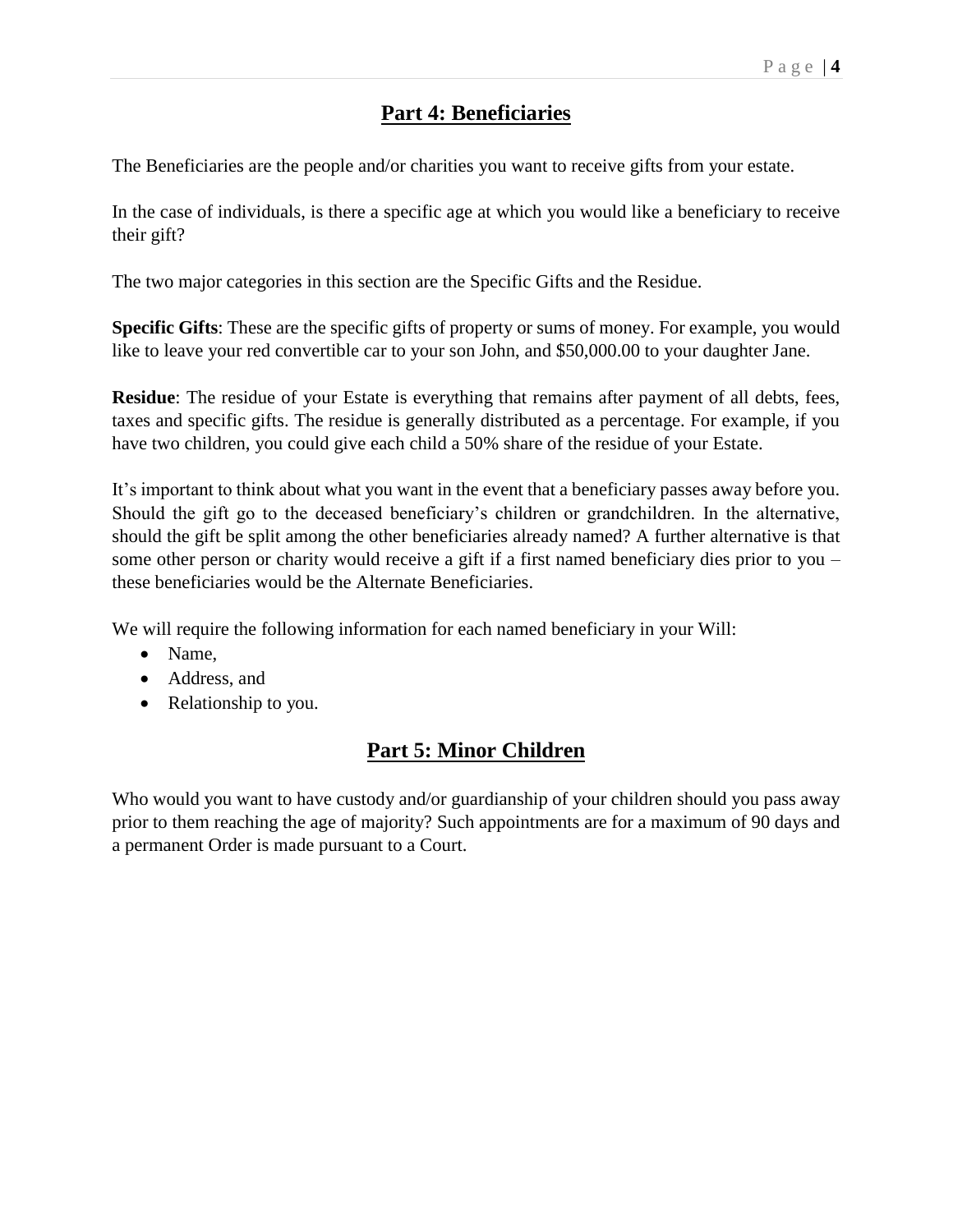## Part 4: Beneficiaries

The Beneficiaries are the people and/or charities you want to receive gifts from your estate.

In the case of individuals, is there a specific age at which you would like a beneficiary to receive their gift?

The two major categories in this section are the Specific Gifts and the Residue.

**Specific Gifts**: These are the specific gifts of property or sums of money. For example, you would like to leave your red convertible car to your son John, and $50,000.00 to your daughter Jane.

**Residue**: The residue of your Estate is everything that remains after payment of all debts, fees, taxes and specific gifts. The residue is generally distributed as a percentage. For example, if you have two children, you could give each child a 50% share of the residue of your Estate.

It's important to think about what you want in the event that a beneficiary passes away before you. Should the gift go to the deceased beneficiary's children or grandchildren. In the alternative, should the gift be split among the other beneficiaries already named? A further alternative is that some other person or charity would receive a gift if a first named beneficiary dies prior to you – these beneficiaries would be the Alternate Beneficiaries.

We will require the following information for each named beneficiary in your Will:

- Name,
- Address, and
- Relationship to you.

## Part 5: Minor Children

Who would you want to have custody and/or guardianship of your children should you pass away prior to them reaching the age of majority? Such appointments are for a maximum of 90 days and a permanent Order is made pursuant to a Court.